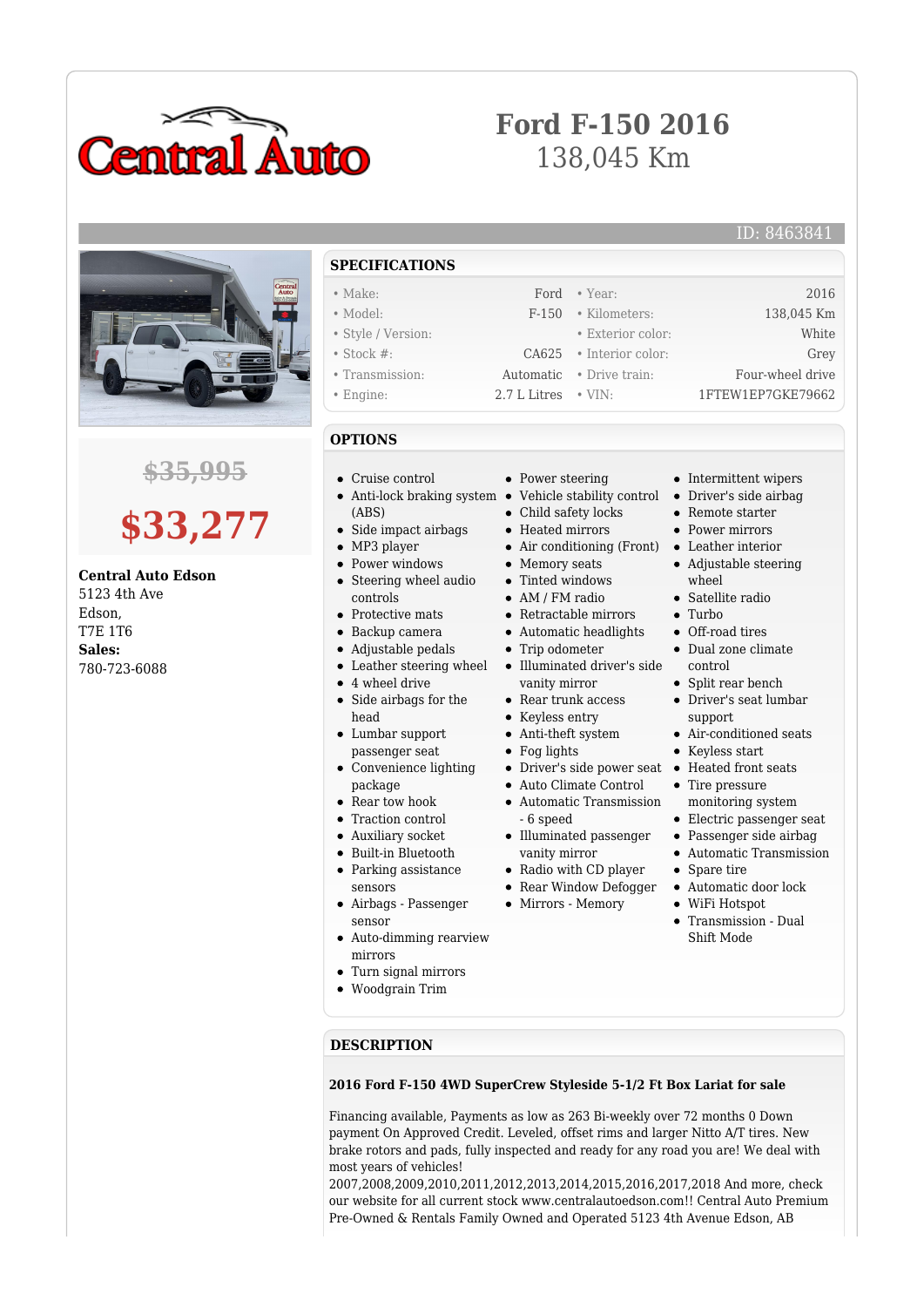Central Auto

# Ford F-150 2016
138,045 Km

ID: 8463841

~~$35,995~~

**$33,277**

**Central Auto Edson**
5123 4th Ave
Edson,
T7E 1T6
**Sales:**
780-723-6088

## SPECIFICATIONS

| | | | |
|---|---|---|---|
| • Make: | Ford | • Year: | 2016 |
| • Model: | F-150 | • Kilometers: | 138,045 Km |
| • Style / Version: | | • Exterior color: | White |
| • Stock #: | CA625 | • Interior color: | Grey |
| • Transmission: | Automatic | • Drive train: | Four-wheel drive |
| • Engine: | 2.7 L Litres | • VIN: | 1FTEW1EP7GKE79662 |

## OPTIONS

- Cruise control
- Anti-lock braking system (ABS)
- Side impact airbags
- MP3 player
- Power windows
- Steering wheel audio controls
- Protective mats
- Backup camera
- Adjustable pedals
- Leather steering wheel
- 4 wheel drive
- Side airbags for the head
- Lumbar support passenger seat
- Convenience lighting package
- Rear tow hook
- Traction control
- Auxiliary socket
- Built-in Bluetooth
- Parking assistance sensors
- Airbags - Passenger sensor
- Auto-dimming rearview mirrors
- Turn signal mirrors
- Woodgrain Trim
- Power steering
- Vehicle stability control
- Child safety locks
- Heated mirrors
- Air conditioning (Front)
- Memory seats
- Tinted windows
- AM / FM radio
- Retractable mirrors
- Automatic headlights
- Trip odometer
- Illuminated driver's side vanity mirror
- Rear trunk access
- Keyless entry
- Anti-theft system
- Fog lights
- Driver's side power seat
- Auto Climate Control
- Automatic Transmission - 6 speed
- Illuminated passenger vanity mirror
- Radio with CD player
- Rear Window Defogger
- Mirrors - Memory
- Intermittent wipers
- Driver's side airbag
- Remote starter
- Power mirrors
- Leather interior
- Adjustable steering wheel
- Satellite radio
- Turbo
- Off-road tires
- Dual zone climate control
- Split rear bench
- Driver's seat lumbar support
- Air-conditioned seats
- Keyless start
- Heated front seats
- Tire pressure monitoring system
- Electric passenger seat
- Passenger side airbag
- Automatic Transmission
- Spare tire
- Automatic door lock
- WiFi Hotspot
- Transmission - Dual Shift Mode

## DESCRIPTION

**2016 Ford F-150 4WD SuperCrew Styleside 5-1/2 Ft Box Lariat for sale**

Financing available, Payments as low as 263 Bi-weekly over 72 months 0 Down payment On Approved Credit. Leveled, offset rims and larger Nitto A/T tires. New brake rotors and pads, fully inspected and ready for any road you are! We deal with most years of vehicles! 2007,2008,2009,2010,2011,2012,2013,2014,2015,2016,2017,2018 And more, check our website for all current stock www.centralautoedson.com!! Central Auto Premium Pre-Owned & Rentals Family Owned and Operated 5123 4th Avenue Edson, AB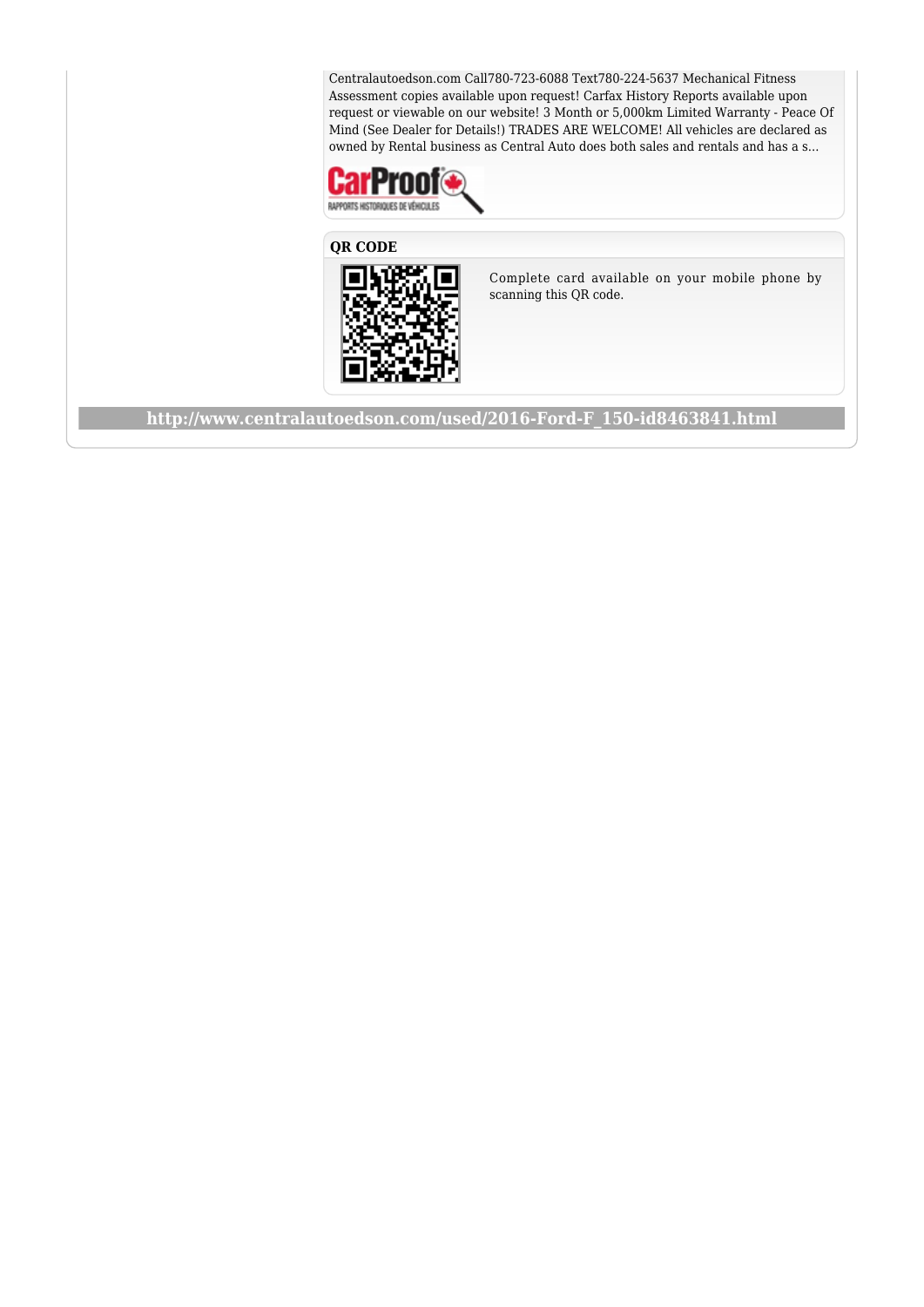Centralautoedson.com Call780-723-6088 Text780-224-5637 Mechanical Fitness Assessment copies available upon request! Carfax History Reports available upon request or viewable on our website! 3 Month or 5,000km Limited Warranty - Peace Of Mind (See Dealer for Details!) TRADES ARE WELCOME! All vehicles are declared as owned by Rental business as Central Auto does both sales and rentals and has a s...

CarProof RAPPORTS HISTORIQUES DE VÉHICULES

## QR CODE

Complete card available on your mobile phone by scanning this QR code.

**http://www.centralautoedson.com/used/2016-Ford-F_150-id8463841.html**